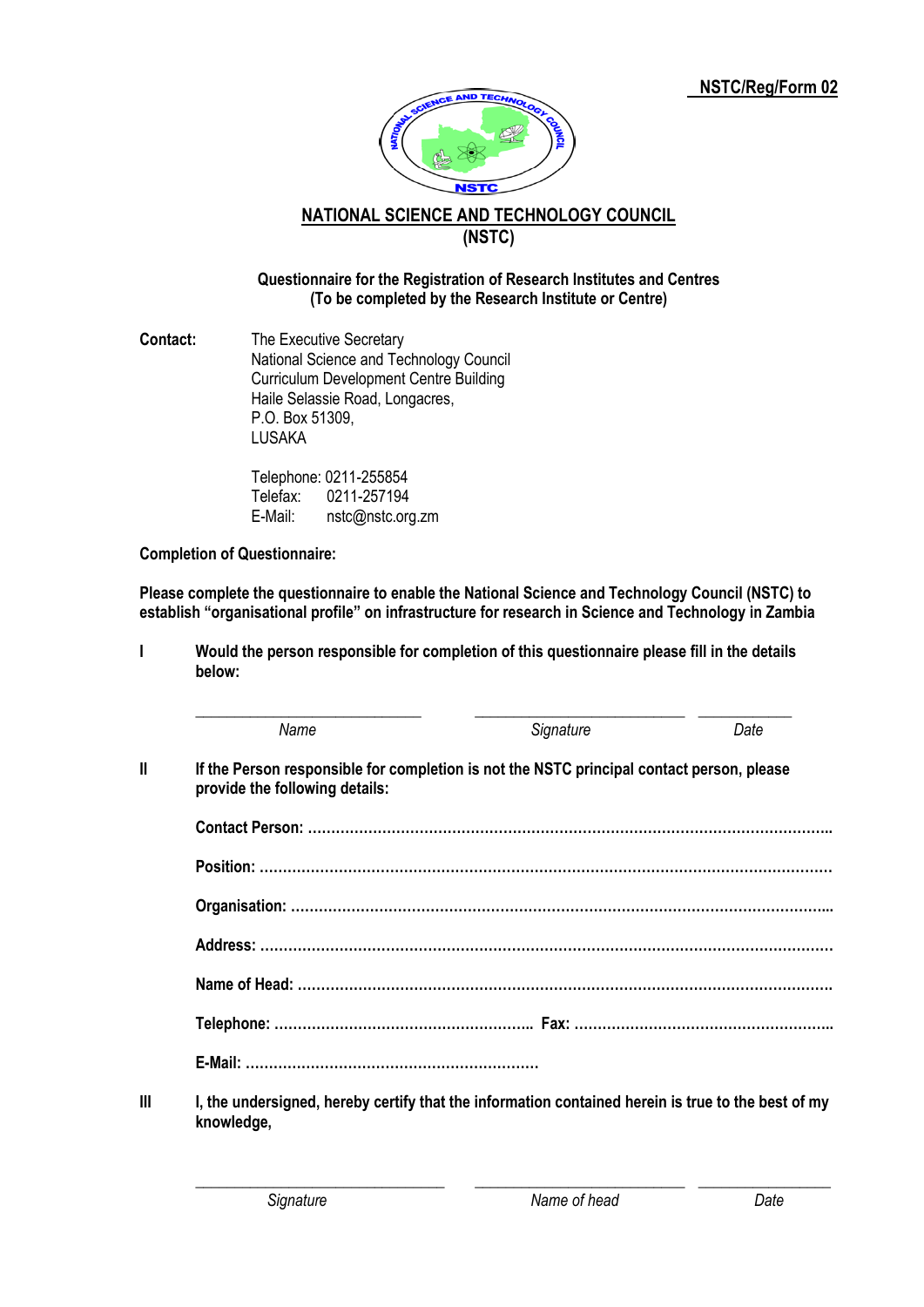**NSTC/Reg/Form 02**

# NATIONAL SCIENCE AND TECHNOLOGY COUNCIL
## (NSTC)

**Questionnaire for the Registration of Research Institutes and Centres**
**(To be completed by the Research Institute or Centre)**

**Contact:** The Executive Secretary
National Science and Technology Council
Curriculum Development Centre Building
Haile Selassie Road, Longacres,
P.O. Box 51309,
LUSAKA

Telephone: 0211-255854
Telefax: 0211-257194
E-Mail: nstc@nstc.org.zm

**Completion of Questionnaire:**

**Please complete the questionnaire to enable the National Science and Technology Council (NSTC) to establish "organisational profile" on infrastructure for research in Science and Technology in Zambia**

**I Would the person responsible for completion of this questionnaire please fill in the details below:**

______________________________ ______________________________ ____________
*Name* *Signature* *Date*

**II If the Person responsible for completion is not the NSTC principal contact person, please provide the following details:**

**Contact Person:** ……………………………………………………………………………………………

**Position:** ……………………………………………………………………………………………………

**Organisation:** ………………………………………………………………………………………………

**Address:** ……………………………………………………………………………………………………

**Name of Head:** ……………………………………………………………………………………………

**Telephone:** ………………………………………………… **Fax:** …………………………………………………

**E-Mail:** …………………………………………………………

**III I, the undersigned, hereby certify that the information contained herein is true to the best of my knowledge,**

______________________________ ______________________________ ____________
*Signature* *Name of head* *Date*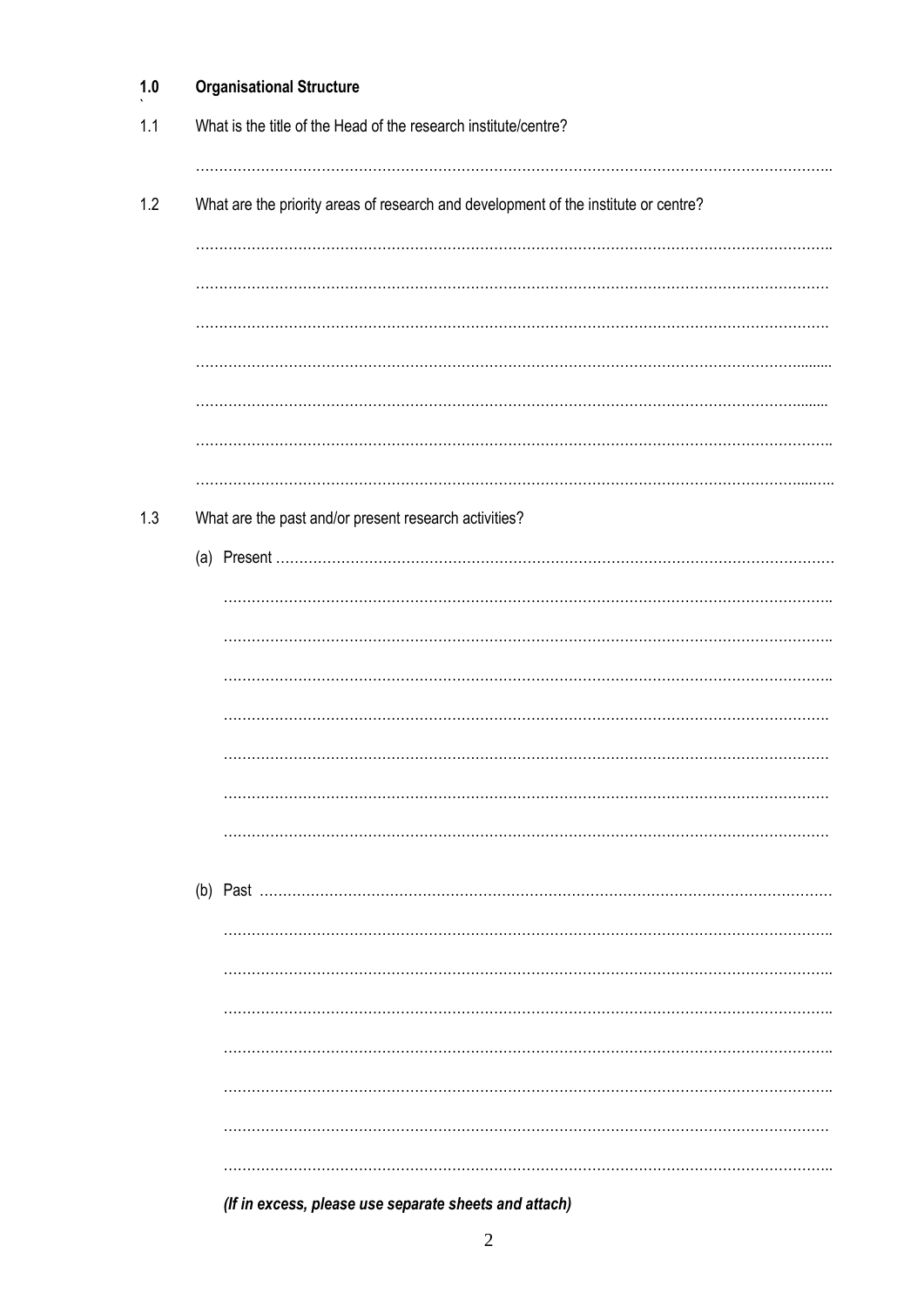## 1.0 Organisational Structure

1.1 What is the title of the Head of the research institute/centre?

……………………………………………………………………………………………………………………………

1.2 What are the priority areas of research and development of the institute or centre?

……………………………………………………………………………………………………………………………

……………………………………………………………………………………………………………………………

……………………………………………………………………………………………………………………………

……………………………………………………………………………………………………………………………

……………………………………………………………………………………………………………………………

……………………………………………………………………………………………………………………………

……………………………………………………………………………………………………………………………

1.3 What are the past and/or present research activities?

(a) Present ………………………………………………………………………………………………………………

……………………………………………………………………………………………………………………………

……………………………………………………………………………………………………………………………

……………………………………………………………………………………………………………………………

……………………………………………………………………………………………………………………………

……………………………………………………………………………………………………………………………

……………………………………………………………………………………………………………………………

……………………………………………………………………………………………………………………………

(b) Past …………………………………………………………………………………………………………………

……………………………………………………………………………………………………………………………

……………………………………………………………………………………………………………………………

……………………………………………………………………………………………………………………………

……………………………………………………………………………………………………………………………

……………………………………………………………………………………………………………………………

……………………………………………………………………………………………………………………………

……………………………………………………………………………………………………………………………

***(If in excess, please use separate sheets and attach)***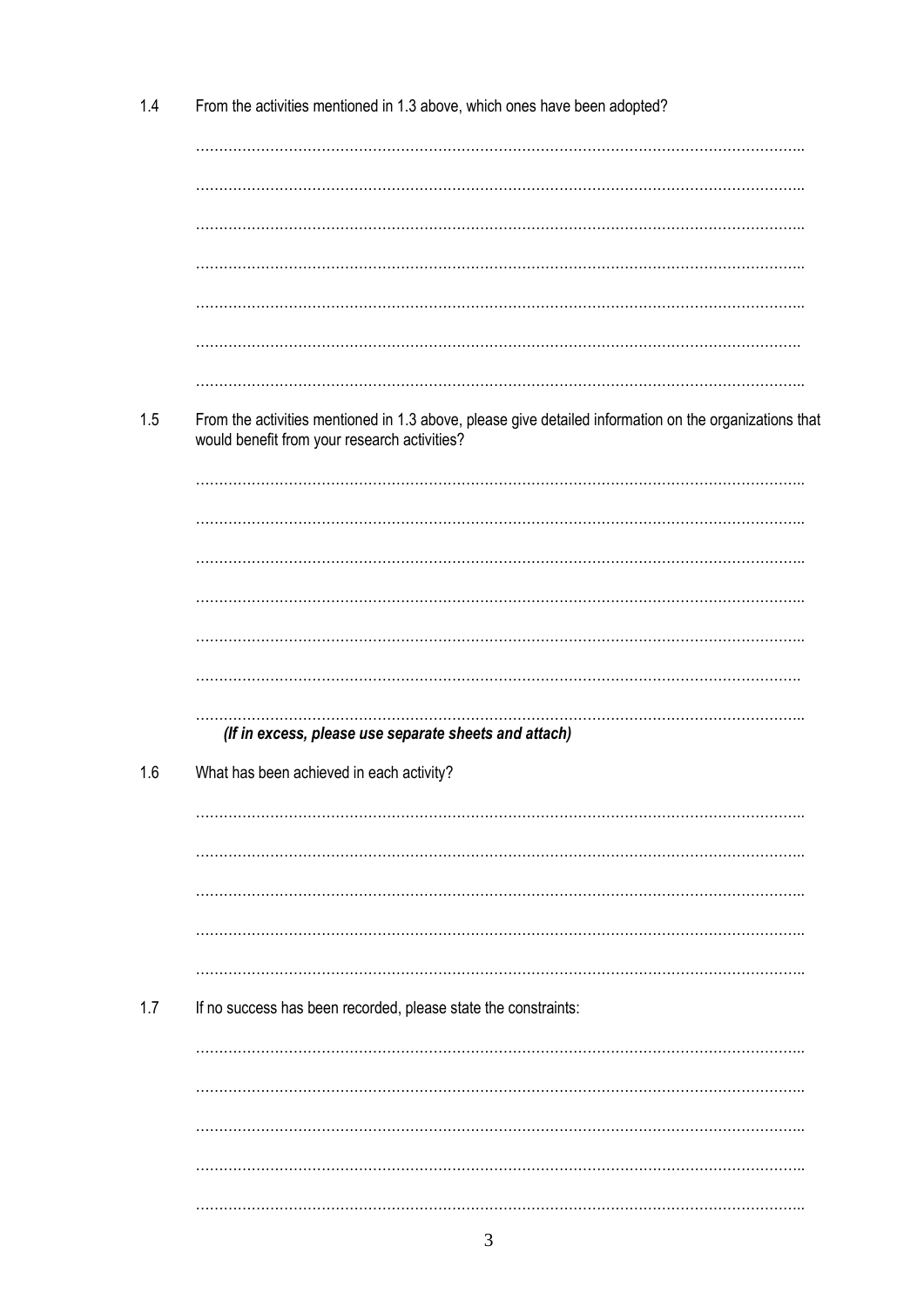1.4 From the activities mentioned in 1.3 above, which ones have been adopted?

……………………………………………………………………………………………………………..

……………………………………………………………………………………………………………..

……………………………………………………………………………………………………………..

……………………………………………………………………………………………………………..

……………………………………………………………………………………………………………..

…………………………………………………………………………………………………………….

……………………………………………………………………………………………………………..

1.5 From the activities mentioned in 1.3 above, please give detailed information on the organizations that would benefit from your research activities?

……………………………………………………………………………………………………………..

……………………………………………………………………………………………………………..

……………………………………………………………………………………………………………..

……………………………………………………………………………………………………………..

……………………………………………………………………………………………………………..

…………………………………………………………………………………………………………….

……………………………………………………………………………………………………………..

***(If in excess, please use separate sheets and attach)***

1.6 What has been achieved in each activity?

……………………………………………………………………………………………………………..

……………………………………………………………………………………………………………..

……………………………………………………………………………………………………………..

……………………………………………………………………………………………………………..

……………………………………………………………………………………………………………..

1.7 If no success has been recorded, please state the constraints:

……………………………………………………………………………………………………………..

……………………………………………………………………………………………………………..

……………………………………………………………………………………………………………..

……………………………………………………………………………………………………………..

……………………………………………………………………………………………………………..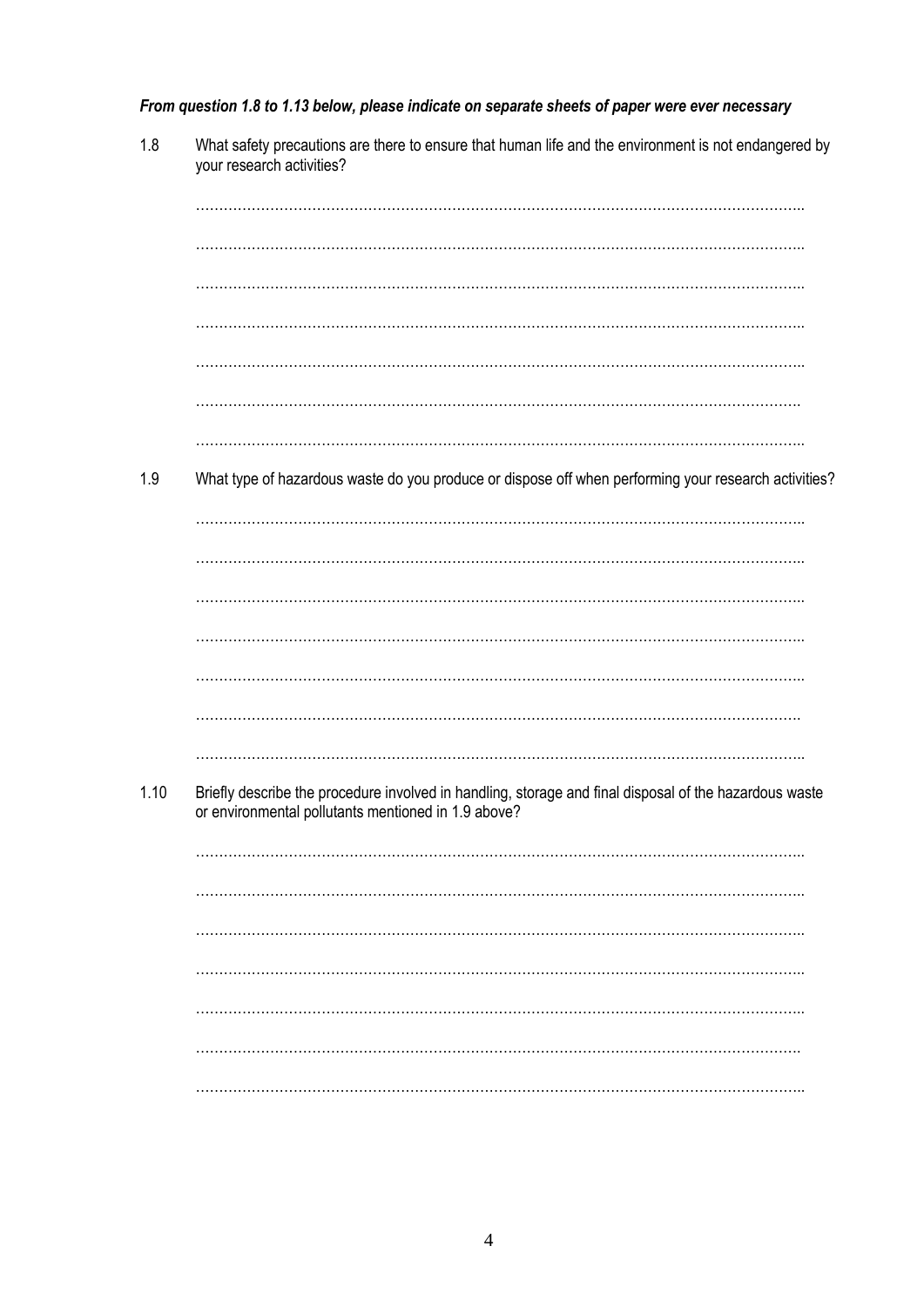***From question 1.8 to 1.13 below, please indicate on separate sheets of paper were ever necessary***

1.8 What safety precautions are there to ensure that human life and the environment is not endangered by your research activities?

……………………………………………………………………………………………………………..

……………………………………………………………………………………………………………..

……………………………………………………………………………………………………………..

……………………………………………………………………………………………………………..

……………………………………………………………………………………………………………..

…………………………………………………………………………………………………………….

……………………………………………………………………………………………………………..

1.9 What type of hazardous waste do you produce or dispose off when performing your research activities?

……………………………………………………………………………………………………………..

……………………………………………………………………………………………………………..

……………………………………………………………………………………………………………..

……………………………………………………………………………………………………………..

……………………………………………………………………………………………………………..

…………………………………………………………………………………………………………….

……………………………………………………………………………………………………………..

1.10 Briefly describe the procedure involved in handling, storage and final disposal of the hazardous waste or environmental pollutants mentioned in 1.9 above?

……………………………………………………………………………………………………………..

……………………………………………………………………………………………………………..

……………………………………………………………………………………………………………..

……………………………………………………………………………………………………………..

……………………………………………………………………………………………………………..

…………………………………………………………………………………………………………….

……………………………………………………………………………………………………………..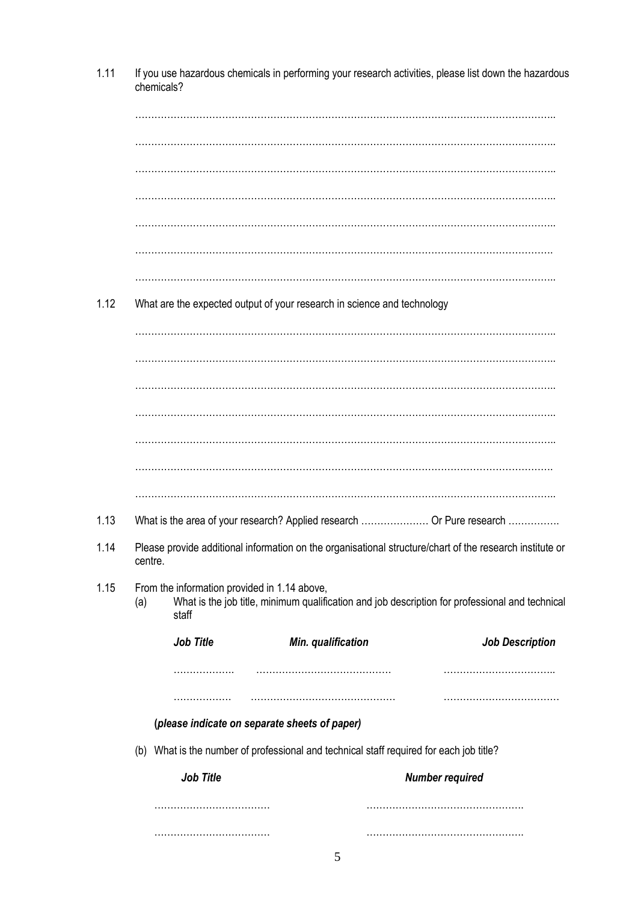1.11 If you use hazardous chemicals in performing your research activities, please list down the hazardous chemicals?

……………………………………………………………………………………………………………..

……………………………………………………………………………………………………………..

……………………………………………………………………………………………………………..

……………………………………………………………………………………………………………..

……………………………………………………………………………………………………………..

…………………………………………………………………………………………………………….

……………………………………………………………………………………………………………..

1.12 What are the expected output of your research in science and technology

……………………………………………………………………………………………………………..

……………………………………………………………………………………………………………..

……………………………………………………………………………………………………………..

……………………………………………………………………………………………………………..

……………………………………………………………………………………………………………..

…………………………………………………………………………………………………………….

……………………………………………………………………………………………………………..

1.13 What is the area of your research? Applied research ………………… Or Pure research …………….

1.14 Please provide additional information on the organisational structure/chart of the research institute or centre.

1.15 From the information provided in 1.14 above,

(a) What is the job title, minimum qualification and job description for professional and technical staff

| *Job Title* | *Min. qualification* | *Job Description* |
|---|---|---|
| ………………. | …………………………………… | …………………………….. |
| ……………… | ……………………………………… | ……………………………… |

**(*please indicate on separate sheets of paper)***

(b) What is the number of professional and technical staff required for each job title?

| *Job Title* | *Number required* |
|---|---|
| ……………………………… | …………………………………………. |
| ……………………………… | …………………………………………. |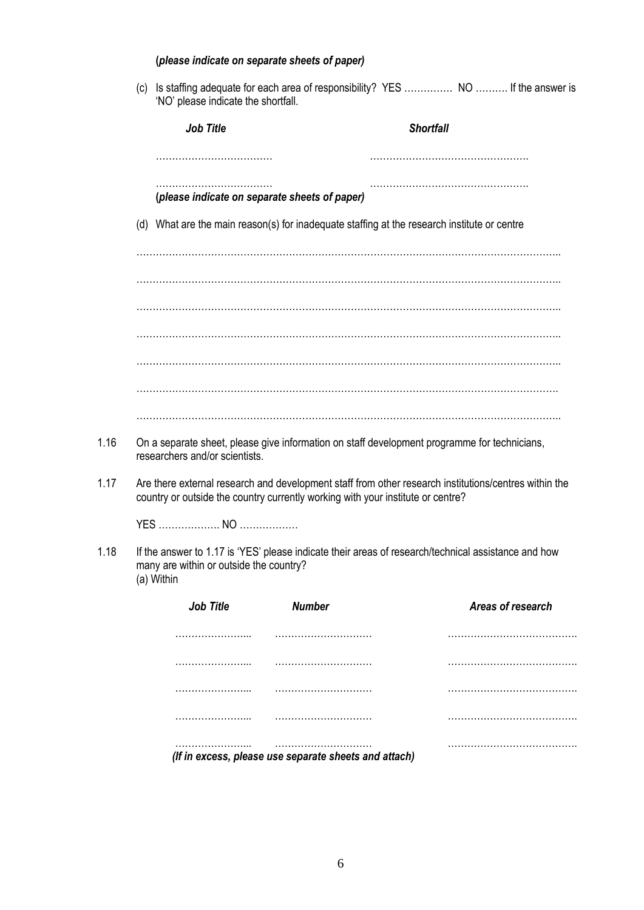**(*please indicate on separate sheets of paper)***

(c) Is staffing adequate for each area of responsibility? YES …………… NO ………. If the answer is 'NO' please indicate the shortfall.

| ***Job Title*** | ***Shortfall*** |
| --- | --- |
| ……………………………… | …………………………………………. |
| ……………………………… | …………………………………………. |

**(*please indicate on separate sheets of paper)***

(d) What are the main reason(s) for inadequate staffing at the research institute or centre

…………………………………………………………………………………………………………………..

…………………………………………………………………………………………………………………..

…………………………………………………………………………………………………………………..

…………………………………………………………………………………………………………………..

…………………………………………………………………………………………………………………..

………………………………………………………………………………………………………………….

…………………………………………………………………………………………………………………..

1.16 On a separate sheet, please give information on staff development programme for technicians, researchers and/or scientists.

1.17 Are there external research and development staff from other research institutions/centres within the country or outside the country currently working with your institute or centre?

YES ………………. NO ………………

1.18 If the answer to 1.17 is 'YES' please indicate their areas of research/technical assistance and how many are within or outside the country?
(a) Within

| ***Job Title*** | ***Number*** | ***Areas of research*** |
| --- | --- | --- |
| …………………... | ……………………….. | …………………………………. |
| …………………... | ……………………….. | …………………………………. |
| …………………... | ……………………….. | …………………………………. |
| …………………... | ……………………….. | …………………………………. |
| …………………... | ……………………….. | …………………………………. |

***(If in excess, please use separate sheets and attach)***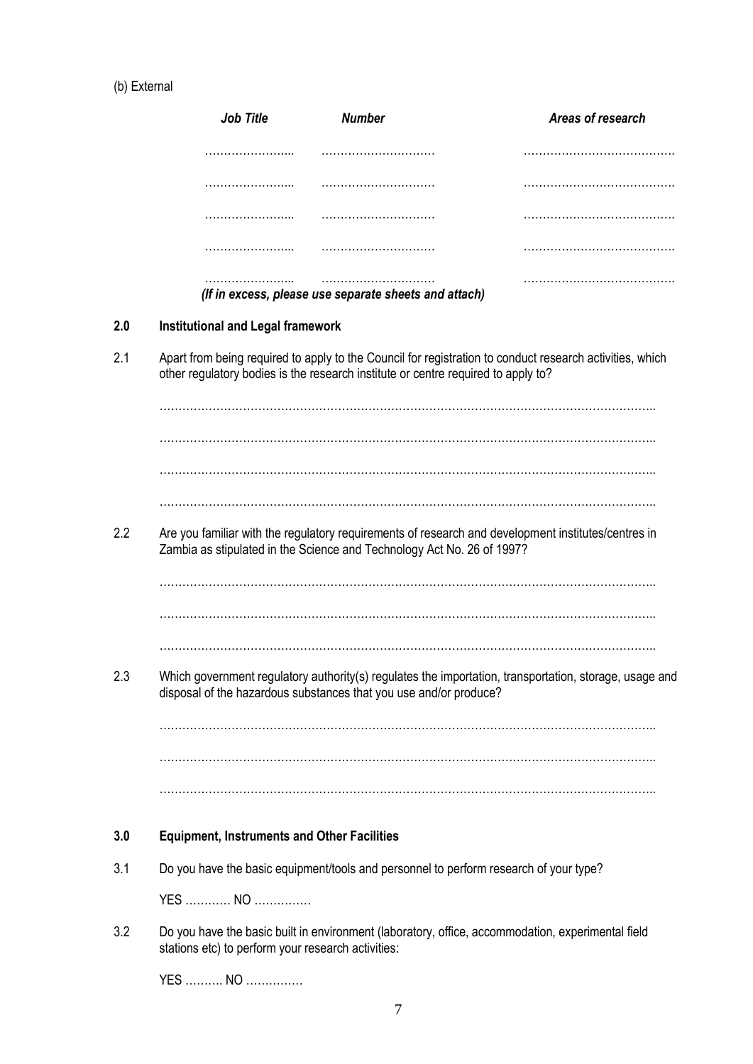(b) External

| *Job Title* | *Number* | *Areas of research* |
|---|---|---|
| …………………... | ……………………… | ………………………………. |
| …………………... | ……………………… | ………………………………. |
| …………………... | ……………………… | ………………………………. |
| …………………... | ……………………… | ………………………………. |
| …………………... | ……………………… | ………………………………. |

***(If in excess, please use separate sheets and attach)***

## 2.0 Institutional and Legal framework

2.1 Apart from being required to apply to the Council for registration to conduct research activities, which other regulatory bodies is the research institute or centre required to apply to?

…………………………………………………………………………………………………………………..

…………………………………………………………………………………………………………………..

…………………………………………………………………………………………………………………..

…………………………………………………………………………………………………………………..

2.2 Are you familiar with the regulatory requirements of research and development institutes/centres in Zambia as stipulated in the Science and Technology Act No. 26 of 1997?

…………………………………………………………………………………………………………………..

…………………………………………………………………………………………………………………..

…………………………………………………………………………………………………………………..

2.3 Which government regulatory authority(s) regulates the importation, transportation, storage, usage and disposal of the hazardous substances that you use and/or produce?

…………………………………………………………………………………………………………………..

…………………………………………………………………………………………………………………..

…………………………………………………………………………………………………………………..

## 3.0 Equipment, Instruments and Other Facilities

3.1 Do you have the basic equipment/tools and personnel to perform research of your type?

YES ………… NO ……………

3.2 Do you have the basic built in environment (laboratory, office, accommodation, experimental field stations etc) to perform your research activities:

YES ………. NO ……………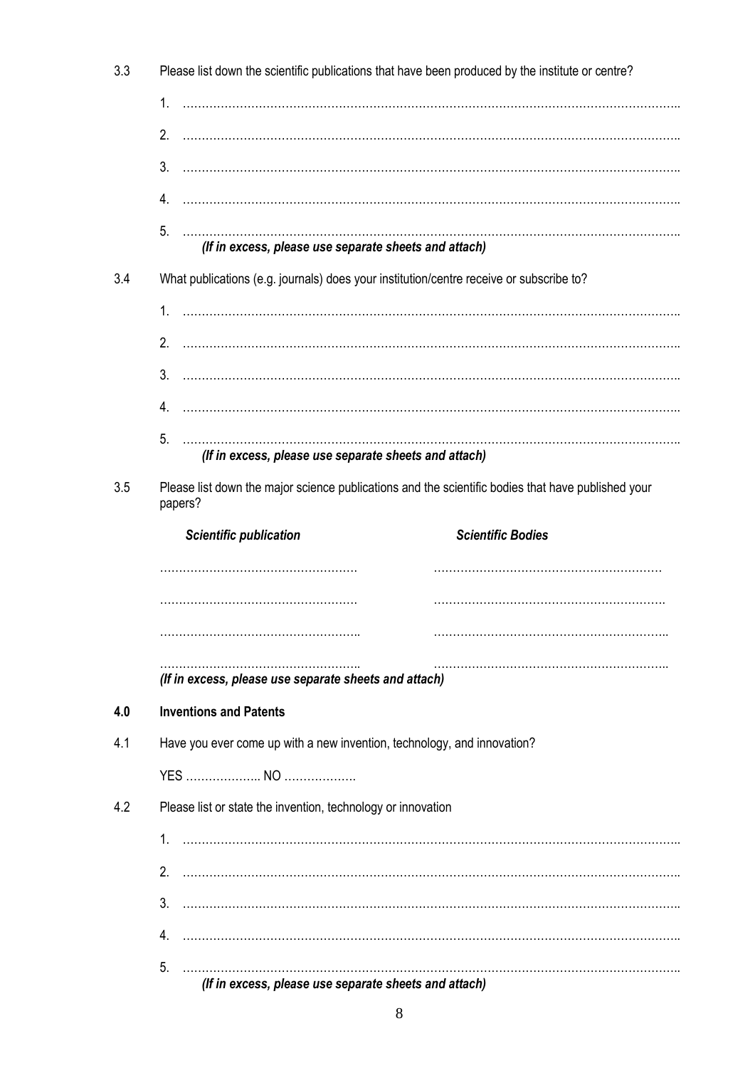3.3 Please list down the scientific publications that have been produced by the institute or centre?

1. ……………………………………………………………………………………………………………………..
2. ……………………………………………………………………………………………………………………..
3. ……………………………………………………………………………………………………………………..
4. ……………………………………………………………………………………………………………………..
5. ……………………………………………………………………………………………………………………..

*(If in excess, please use separate sheets and attach)*

3.4 What publications (e.g. journals) does your institution/centre receive or subscribe to?

1. ……………………………………………………………………………………………………………………..
2. ……………………………………………………………………………………………………………………..
3. ……………………………………………………………………………………………………………………..
4. ……………………………………………………………………………………………………………………..
5. ……………………………………………………………………………………………………………………..

*(If in excess, please use separate sheets and attach)*

3.5 Please list down the major science publications and the scientific bodies that have published your papers?

| ***Scientific publication*** | ***Scientific Bodies*** |
|---|---|
| ……………………………………………. | …………………………………………………… |
| ……………………………………………. | ……………………………………………………. |
| …………………………………………….. | …………………………………………………….. |
| …………………………………………….. | …………………………………………………….. |

*(If in excess, please use separate sheets and attach)*

## 4.0 Inventions and Patents

4.1 Have you ever come up with a new invention, technology, and innovation?

YES ……………….. NO ……………….

4.2 Please list or state the invention, technology or innovation

1. ……………………………………………………………………………………………………………………..
2. ……………………………………………………………………………………………………………………..
3. ……………………………………………………………………………………………………………………..
4. ……………………………………………………………………………………………………………………..
5. ……………………………………………………………………………………………………………………..

*(If in excess, please use separate sheets and attach)*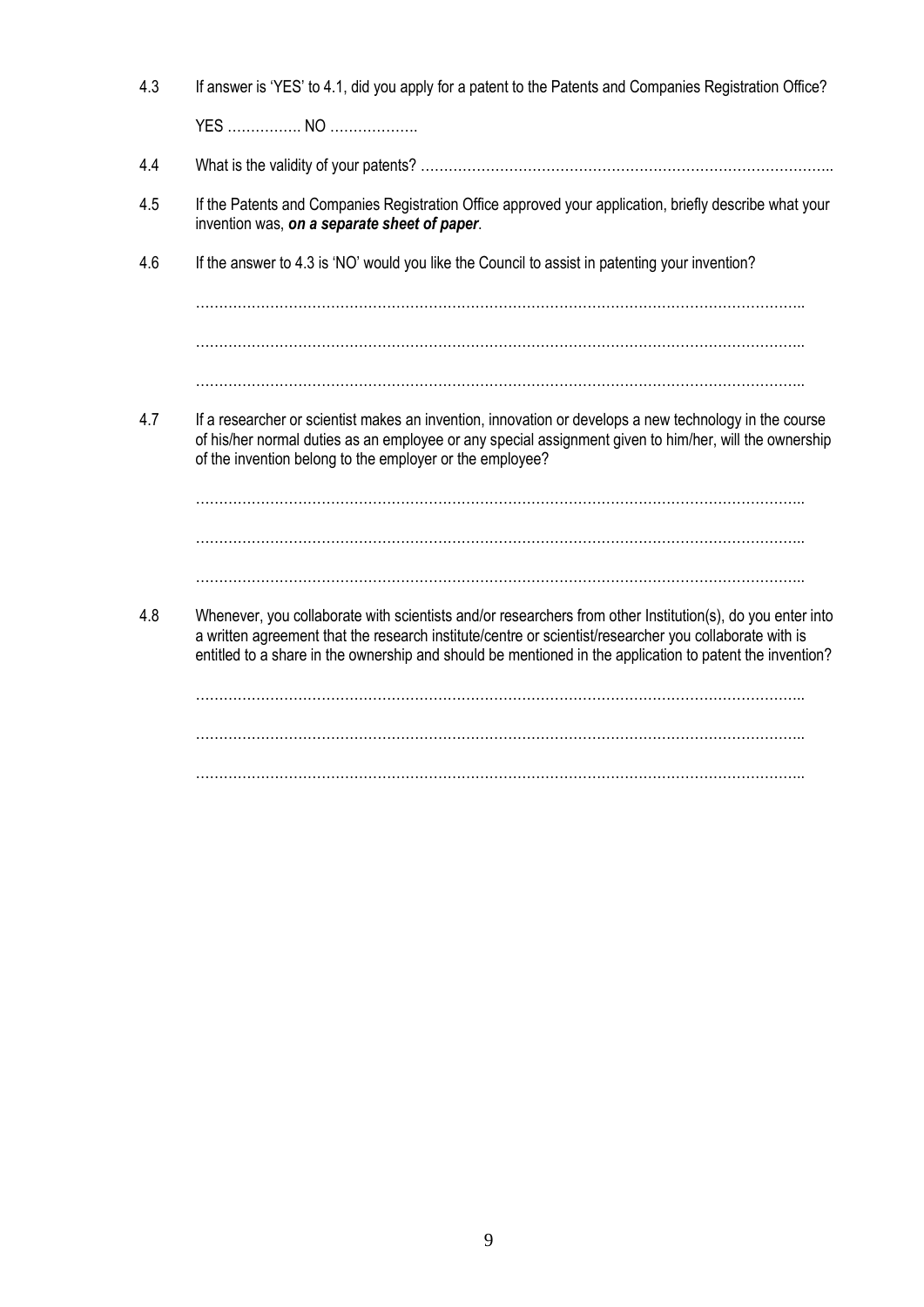4.3 If answer is 'YES' to 4.1, did you apply for a patent to the Patents and Companies Registration Office?

YES ……………. NO ……………….

4.4 What is the validity of your patents? …………………………………………………………………………….

4.5 If the Patents and Companies Registration Office approved your application, briefly describe what your invention was, ***on a separate sheet of paper***.

4.6 If the answer to 4.3 is 'NO' would you like the Council to assist in patenting your invention?

……………………………………………………………………………………………………………..

……………………………………………………………………………………………………………..

……………………………………………………………………………………………………………..

4.7 If a researcher or scientist makes an invention, innovation or develops a new technology in the course of his/her normal duties as an employee or any special assignment given to him/her, will the ownership of the invention belong to the employer or the employee?

……………………………………………………………………………………………………………..

……………………………………………………………………………………………………………..

……………………………………………………………………………………………………………..

4.8 Whenever, you collaborate with scientists and/or researchers from other Institution(s), do you enter into a written agreement that the research institute/centre or scientist/researcher you collaborate with is entitled to a share in the ownership and should be mentioned in the application to patent the invention?

……………………………………………………………………………………………………………..

……………………………………………………………………………………………………………..

……………………………………………………………………………………………………………..